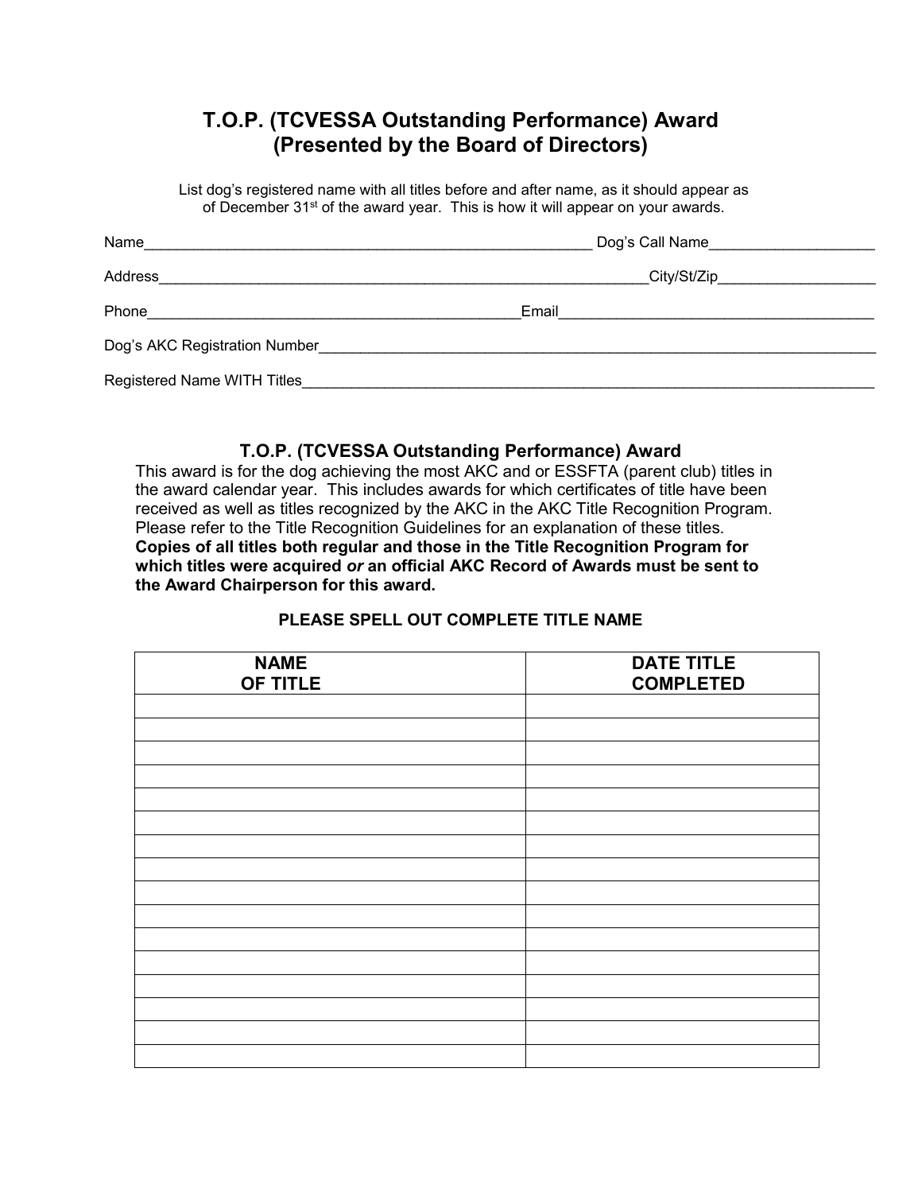# T.O.P. (TCVESSA Outstanding Performance) Award
## (Presented by the Board of Directors)

List dog's registered name with all titles before and after name, as it should appear as of December 31st of the award year. This is how it will appear on your awards.

Name_______________________________________________________ Dog's Call Name____________________

Address______________________________________________________________City/St/Zip___________________

Phone_____________________________________________Email______________________________________

Dog's AKC Registration Number______________________________________________________________________

Registered Name WITH Titles_________________________________________________________________________

### T.O.P. (TCVESSA Outstanding Performance) Award

This award is for the dog achieving the most AKC and or ESSFTA (parent club) titles in the award calendar year. This includes awards for which certificates of title have been received as well as titles recognized by the AKC in the AKC Title Recognition Program. Please refer to the Title Recognition Guidelines for an explanation of these titles. **Copies of all titles both regular and those in the Title Recognition Program for which titles were acquired *or* an official AKC Record of Awards must be sent to the Award Chairperson for this award.**

**PLEASE SPELL OUT COMPLETE TITLE NAME**

| NAME OF TITLE | DATE TITLE COMPLETED |
|---|---|
| | |
| | |
| | |
| | |
| | |
| | |
| | |
| | |
| | |
| | |
| | |
| | |
| | |
| | |
| | |
| | |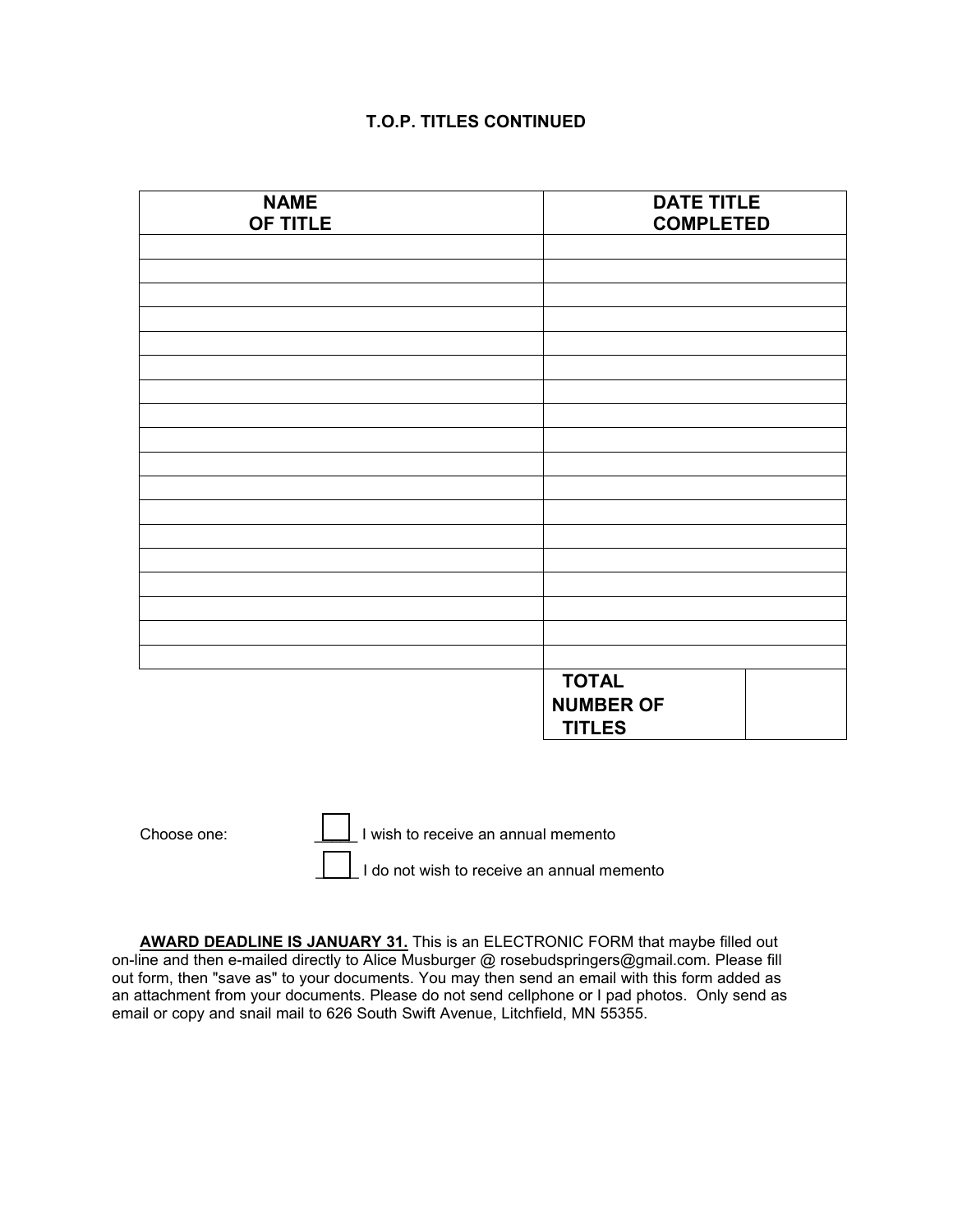### T.O.P. TITLES CONTINUED

| NAME OF TITLE | DATE TITLE COMPLETED | |
| --- | --- | --- |
| | | |
| | | |
| | | |
| | | |
| | | |
| | | |
| | | |
| | | |
| | | |
| | | |
| | | |
| | | |
| | | |
| | | |
| | | |
| | | |
| | | |
| | | |
| | **TOTAL NUMBER OF TITLES** | |

Choose one: ☐ I wish to receive an annual memento

☐ I do not wish to receive an annual memento

**AWARD DEADLINE IS JANUARY 31.** This is an ELECTRONIC FORM that maybe filled out on-line and then e-mailed directly to Alice Musburger @ rosebudspringers@gmail.com. Please fill out form, then "save as" to your documents. You may then send an email with this form added as an attachment from your documents. Please do not send cellphone or I pad photos. Only send as email or copy and snail mail to 626 South Swift Avenue, Litchfield, MN 55355.